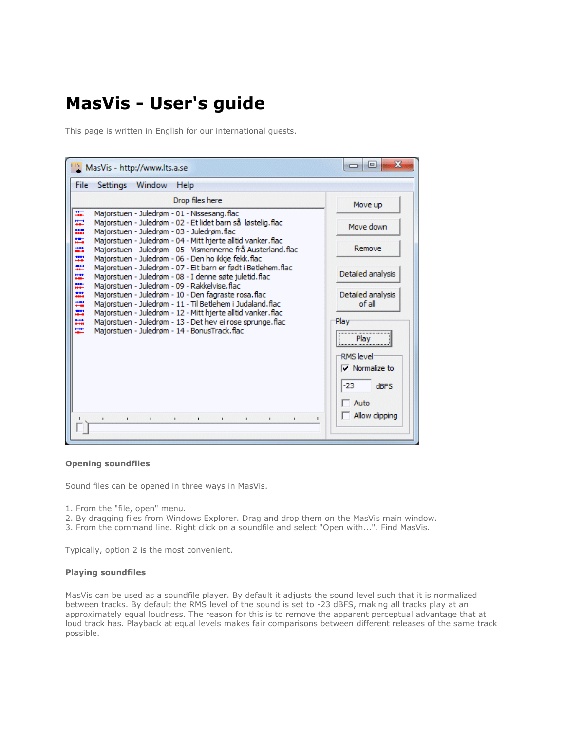# MasVis - User's guide

This page is written in English for our international guests.

**Opening soundfiles**

Sound files can be opened in three ways in MasVis.

1. From the "file, open" menu.
2. By dragging files from Windows Explorer. Drag and drop them on the MasVis main window.
3. From the command line. Right click on a soundfile and select "Open with...". Find MasVis.

Typically, option 2 is the most convenient.

**Playing soundfiles**

MasVis can be used as a soundfile player. By default it adjusts the sound level such that it is normalized between tracks. By default the RMS level of the sound is set to -23 dBFS, making all tracks play at an approximately equal loudness. The reason for this is to remove the apparent perceptual advantage that at loud track has. Playback at equal levels makes fair comparisons between different releases of the same track possible.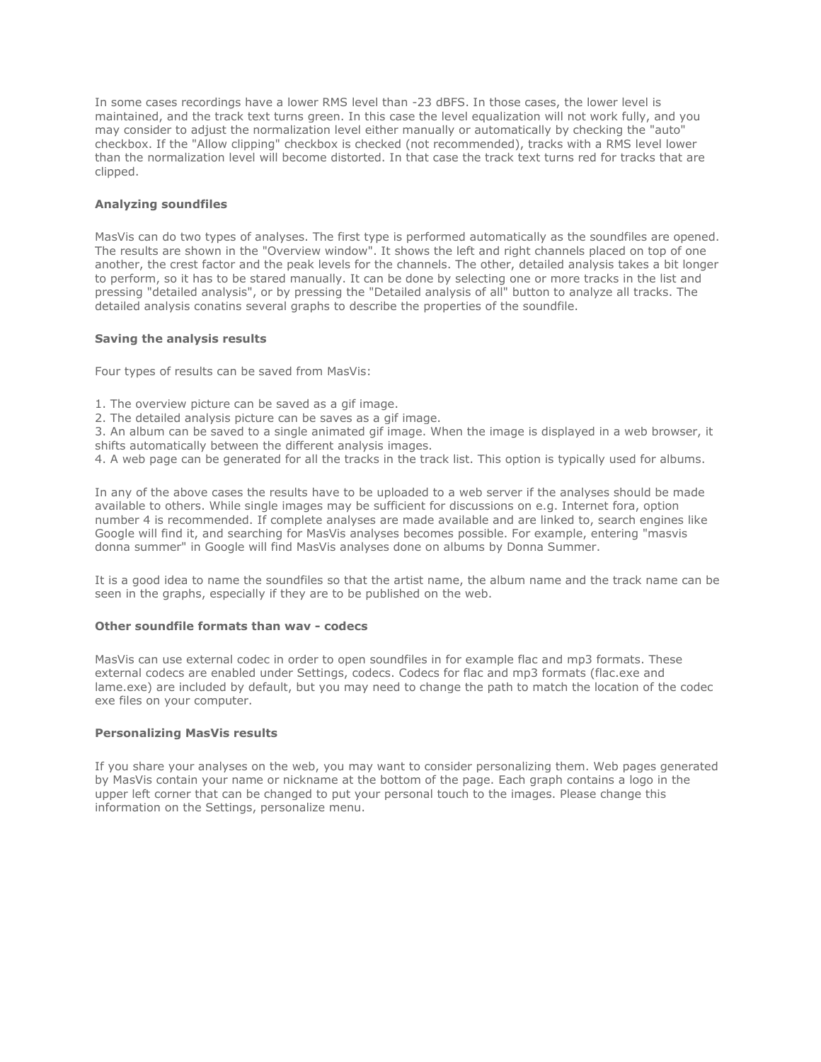In some cases recordings have a lower RMS level than -23 dBFS. In those cases, the lower level is maintained, and the track text turns green. In this case the level equalization will not work fully, and you may consider to adjust the normalization level either manually or automatically by checking the "auto" checkbox. If the "Allow clipping" checkbox is checked (not recommended), tracks with a RMS level lower than the normalization level will become distorted. In that case the track text turns red for tracks that are clipped.

**Analyzing soundfiles**

MasVis can do two types of analyses. The first type is performed automatically as the soundfiles are opened. The results are shown in the "Overview window". It shows the left and right channels placed on top of one another, the crest factor and the peak levels for the channels. The other, detailed analysis takes a bit longer to perform, so it has to be stared manually. It can be done by selecting one or more tracks in the list and pressing "detailed analysis", or by pressing the "Detailed analysis of all" button to analyze all tracks. The detailed analysis conatins several graphs to describe the properties of the soundfile.

**Saving the analysis results**

Four types of results can be saved from MasVis:

1. The overview picture can be saved as a gif image.
2. The detailed analysis picture can be saves as a gif image.
3. An album can be saved to a single animated gif image. When the image is displayed in a web browser, it shifts automatically between the different analysis images.
4. A web page can be generated for all the tracks in the track list. This option is typically used for albums.

In any of the above cases the results have to be uploaded to a web server if the analyses should be made available to others. While single images may be sufficient for discussions on e.g. Internet fora, option number 4 is recommended. If complete analyses are made available and are linked to, search engines like Google will find it, and searching for MasVis analyses becomes possible. For example, entering "masvis donna summer" in Google will find MasVis analyses done on albums by Donna Summer.

It is a good idea to name the soundfiles so that the artist name, the album name and the track name can be seen in the graphs, especially if they are to be published on the web.

**Other soundfile formats than wav - codecs**

MasVis can use external codec in order to open soundfiles in for example flac and mp3 formats. These external codecs are enabled under Settings, codecs. Codecs for flac and mp3 formats (flac.exe and lame.exe) are included by default, but you may need to change the path to match the location of the codec exe files on your computer.

**Personalizing MasVis results**

If you share your analyses on the web, you may want to consider personalizing them. Web pages generated by MasVis contain your name or nickname at the bottom of the page. Each graph contains a logo in the upper left corner that can be changed to put your personal touch to the images. Please change this information on the Settings, personalize menu.